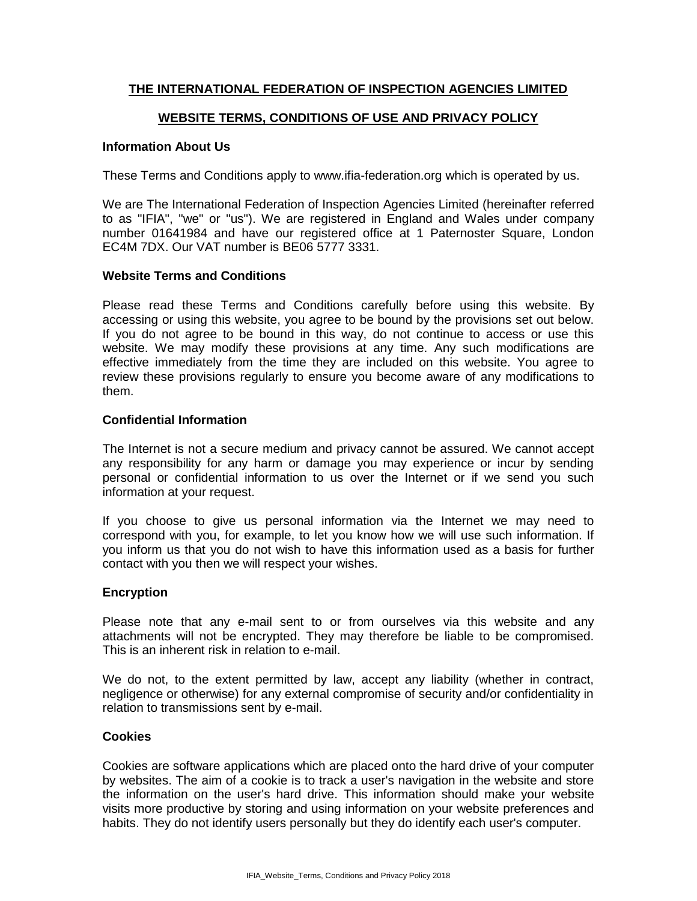# THE INTERNATIONAL FEDERATION OF INSPECTION AGENCIES LIMITED

## WEBSITE TERMS, CONDITIONS OF USE AND PRIVACY POLICY

### Information About Us

These Terms and Conditions apply to www.ifia-federation.org which is operated by us.

We are The International Federation of Inspection Agencies Limited (hereinafter referred to as "IFIA", "we" or "us"). We are registered in England and Wales under company number 01641984 and have our registered office at 1 Paternoster Square, London EC4M 7DX. Our VAT number is BE06 5777 3331.

### Website Terms and Conditions

Please read these Terms and Conditions carefully before using this website. By accessing or using this website, you agree to be bound by the provisions set out below. If you do not agree to be bound in this way, do not continue to access or use this website. We may modify these provisions at any time. Any such modifications are effective immediately from the time they are included on this website. You agree to review these provisions regularly to ensure you become aware of any modifications to them.

### Confidential Information

The Internet is not a secure medium and privacy cannot be assured. We cannot accept any responsibility for any harm or damage you may experience or incur by sending personal or confidential information to us over the Internet or if we send you such information at your request.

If you choose to give us personal information via the Internet we may need to correspond with you, for example, to let you know how we will use such information. If you inform us that you do not wish to have this information used as a basis for further contact with you then we will respect your wishes.

### Encryption

Please note that any e-mail sent to or from ourselves via this website and any attachments will not be encrypted. They may therefore be liable to be compromised. This is an inherent risk in relation to e-mail.

We do not, to the extent permitted by law, accept any liability (whether in contract, negligence or otherwise) for any external compromise of security and/or confidentiality in relation to transmissions sent by e-mail.

### Cookies

Cookies are software applications which are placed onto the hard drive of your computer by websites. The aim of a cookie is to track a user's navigation in the website and store the information on the user's hard drive. This information should make your website visits more productive by storing and using information on your website preferences and habits. They do not identify users personally but they do identify each user's computer.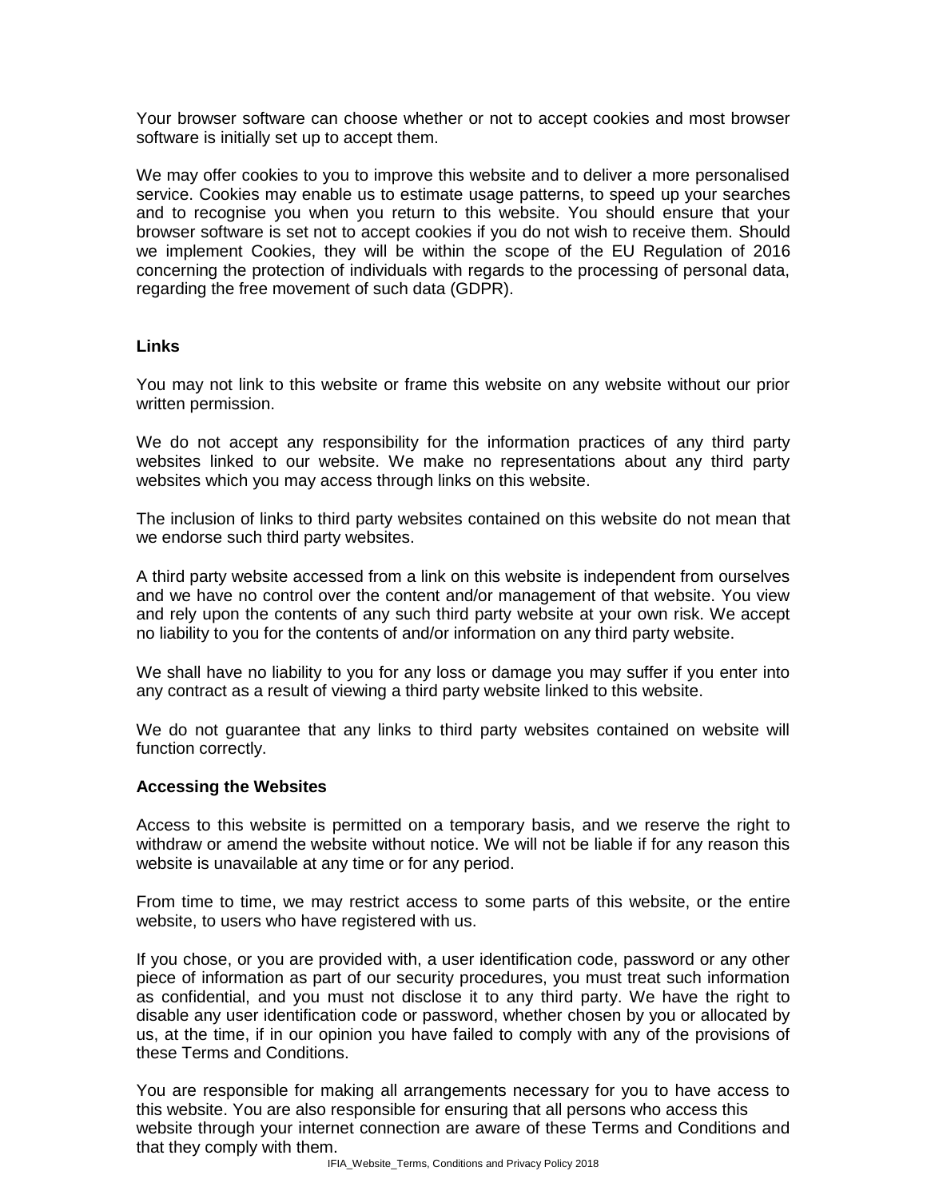Your browser software can choose whether or not to accept cookies and most browser software is initially set up to accept them.

We may offer cookies to you to improve this website and to deliver a more personalised service. Cookies may enable us to estimate usage patterns, to speed up your searches and to recognise you when you return to this website. You should ensure that your browser software is set not to accept cookies if you do not wish to receive them. Should we implement Cookies, they will be within the scope of the EU Regulation of 2016 concerning the protection of individuals with regards to the processing of personal data, regarding the free movement of such data (GDPR).

**Links**

You may not link to this website or frame this website on any website without our prior written permission.

We do not accept any responsibility for the information practices of any third party websites linked to our website. We make no representations about any third party websites which you may access through links on this website.

The inclusion of links to third party websites contained on this website do not mean that we endorse such third party websites.

A third party website accessed from a link on this website is independent from ourselves and we have no control over the content and/or management of that website. You view and rely upon the contents of any such third party website at your own risk. We accept no liability to you for the contents of and/or information on any third party website.

We shall have no liability to you for any loss or damage you may suffer if you enter into any contract as a result of viewing a third party website linked to this website.

We do not guarantee that any links to third party websites contained on website will function correctly.

**Accessing the Websites**

Access to this website is permitted on a temporary basis, and we reserve the right to withdraw or amend the website without notice. We will not be liable if for any reason this website is unavailable at any time or for any period.

From time to time, we may restrict access to some parts of this website, or the entire website, to users who have registered with us.

If you chose, or you are provided with, a user identification code, password or any other piece of information as part of our security procedures, you must treat such information as confidential, and you must not disclose it to any third party. We have the right to disable any user identification code or password, whether chosen by you or allocated by us, at the time, if in our opinion you have failed to comply with any of the provisions of these Terms and Conditions.

You are responsible for making all arrangements necessary for you to have access to this website. You are also responsible for ensuring that all persons who access this website through your internet connection are aware of these Terms and Conditions and that they comply with them.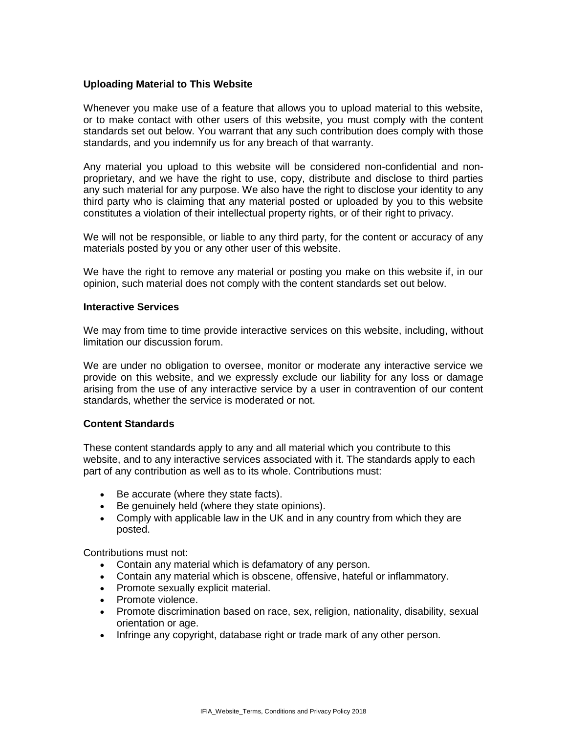### Uploading Material to This Website

Whenever you make use of a feature that allows you to upload material to this website, or to make contact with other users of this website, you must comply with the content standards set out below. You warrant that any such contribution does comply with those standards, and you indemnify us for any breach of that warranty.

Any material you upload to this website will be considered non-confidential and non-proprietary, and we have the right to use, copy, distribute and disclose to third parties any such material for any purpose. We also have the right to disclose your identity to any third party who is claiming that any material posted or uploaded by you to this website constitutes a violation of their intellectual property rights, or of their right to privacy.

We will not be responsible, or liable to any third party, for the content or accuracy of any materials posted by you or any other user of this website.

We have the right to remove any material or posting you make on this website if, in our opinion, such material does not comply with the content standards set out below.

### Interactive Services

We may from time to time provide interactive services on this website, including, without limitation our discussion forum.

We are under no obligation to oversee, monitor or moderate any interactive service we provide on this website, and we expressly exclude our liability for any loss or damage arising from the use of any interactive service by a user in contravention of our content standards, whether the service is moderated or not.

### Content Standards

These content standards apply to any and all material which you contribute to this website, and to any interactive services associated with it. The standards apply to each part of any contribution as well as to its whole. Contributions must:

- Be accurate (where they state facts).
- Be genuinely held (where they state opinions).
- Comply with applicable law in the UK and in any country from which they are posted.

Contributions must not:

- Contain any material which is defamatory of any person.
- Contain any material which is obscene, offensive, hateful or inflammatory.
- Promote sexually explicit material.
- Promote violence.
- Promote discrimination based on race, sex, religion, nationality, disability, sexual orientation or age.
- Infringe any copyright, database right or trade mark of any other person.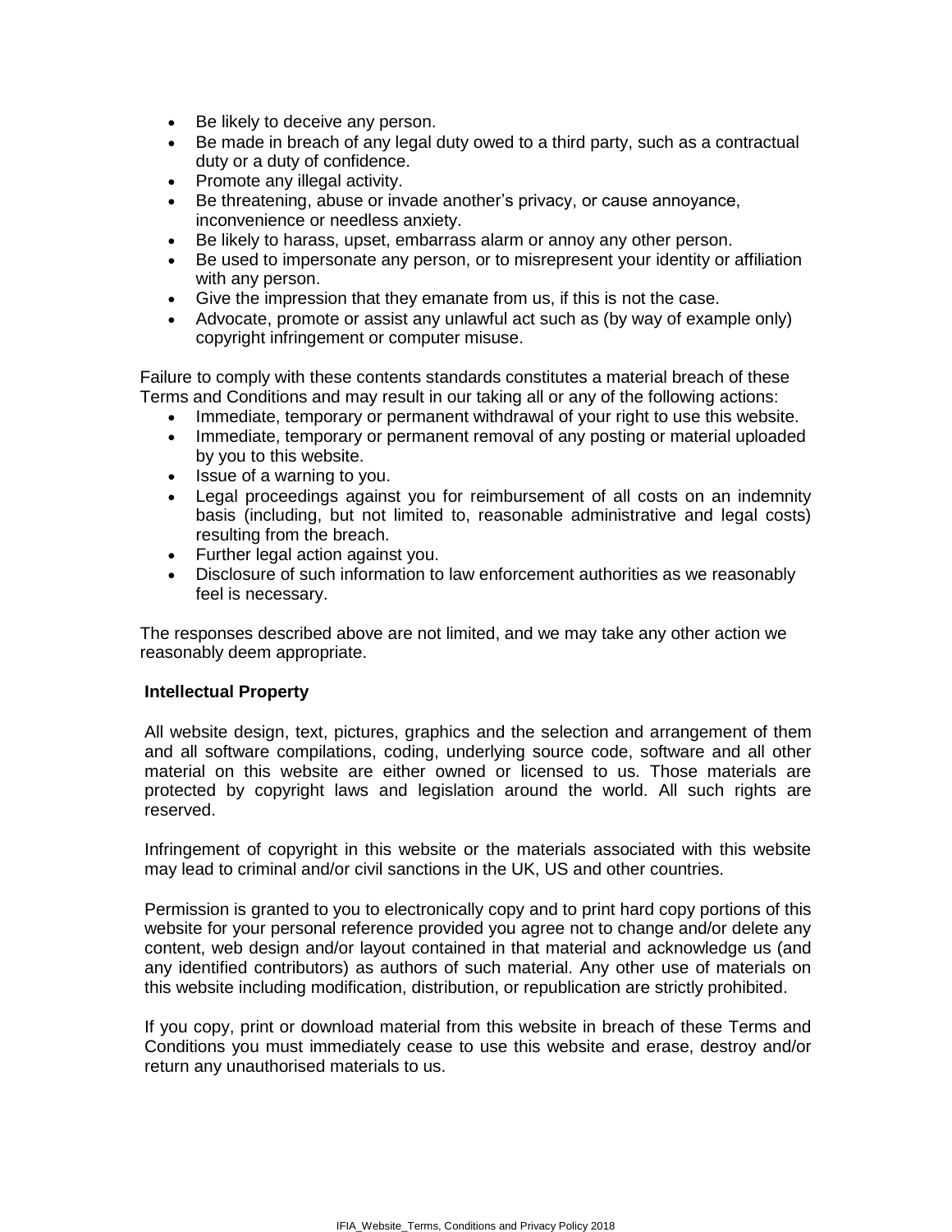- Be likely to deceive any person.
- Be made in breach of any legal duty owed to a third party, such as a contractual duty or a duty of confidence.
- Promote any illegal activity.
- Be threatening, abuse or invade another's privacy, or cause annoyance, inconvenience or needless anxiety.
- Be likely to harass, upset, embarrass alarm or annoy any other person.
- Be used to impersonate any person, or to misrepresent your identity or affiliation with any person.
- Give the impression that they emanate from us, if this is not the case.
- Advocate, promote or assist any unlawful act such as (by way of example only) copyright infringement or computer misuse.

Failure to comply with these contents standards constitutes a material breach of these Terms and Conditions and may result in our taking all or any of the following actions:

- Immediate, temporary or permanent withdrawal of your right to use this website.
- Immediate, temporary or permanent removal of any posting or material uploaded by you to this website.
- Issue of a warning to you.
- Legal proceedings against you for reimbursement of all costs on an indemnity basis (including, but not limited to, reasonable administrative and legal costs) resulting from the breach.
- Further legal action against you.
- Disclosure of such information to law enforcement authorities as we reasonably feel is necessary.

The responses described above are not limited, and we may take any other action we reasonably deem appropriate.

**Intellectual Property**

All website design, text, pictures, graphics and the selection and arrangement of them and all software compilations, coding, underlying source code, software and all other material on this website are either owned or licensed to us. Those materials are protected by copyright laws and legislation around the world. All such rights are reserved.

Infringement of copyright in this website or the materials associated with this website may lead to criminal and/or civil sanctions in the UK, US and other countries.

Permission is granted to you to electronically copy and to print hard copy portions of this website for your personal reference provided you agree not to change and/or delete any content, web design and/or layout contained in that material and acknowledge us (and any identified contributors) as authors of such material. Any other use of materials on this website including modification, distribution, or republication are strictly prohibited.

If you copy, print or download material from this website in breach of these Terms and Conditions you must immediately cease to use this website and erase, destroy and/or return any unauthorised materials to us.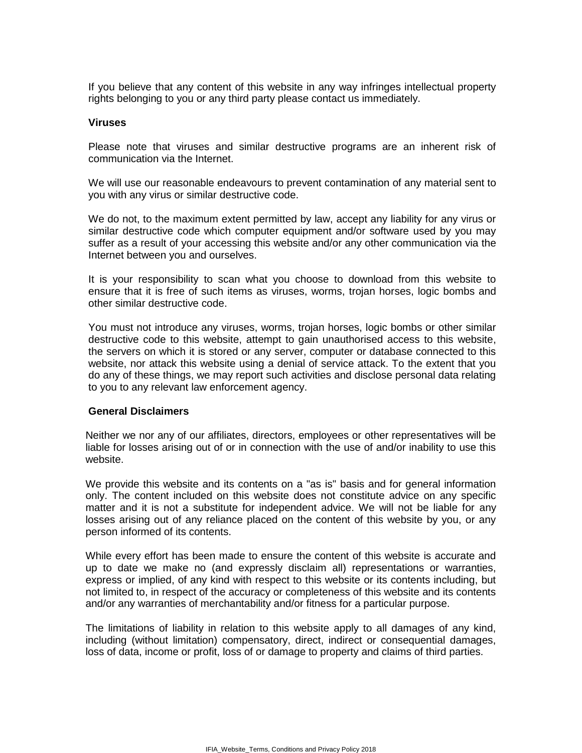If you believe that any content of this website in any way infringes intellectual property rights belonging to you or any third party please contact us immediately.

**Viruses**

Please note that viruses and similar destructive programs are an inherent risk of communication via the Internet.

We will use our reasonable endeavours to prevent contamination of any material sent to you with any virus or similar destructive code.

We do not, to the maximum extent permitted by law, accept any liability for any virus or similar destructive code which computer equipment and/or software used by you may suffer as a result of your accessing this website and/or any other communication via the Internet between you and ourselves.

It is your responsibility to scan what you choose to download from this website to ensure that it is free of such items as viruses, worms, trojan horses, logic bombs and other similar destructive code.

You must not introduce any viruses, worms, trojan horses, logic bombs or other similar destructive code to this website, attempt to gain unauthorised access to this website, the servers on which it is stored or any server, computer or database connected to this website, nor attack this website using a denial of service attack. To the extent that you do any of these things, we may report such activities and disclose personal data relating to you to any relevant law enforcement agency.

**General Disclaimers**

Neither we nor any of our affiliates, directors, employees or other representatives will be liable for losses arising out of or in connection with the use of and/or inability to use this website.

We provide this website and its contents on a "as is" basis and for general information only. The content included on this website does not constitute advice on any specific matter and it is not a substitute for independent advice. We will not be liable for any losses arising out of any reliance placed on the content of this website by you, or any person informed of its contents.

While every effort has been made to ensure the content of this website is accurate and up to date we make no (and expressly disclaim all) representations or warranties, express or implied, of any kind with respect to this website or its contents including, but not limited to, in respect of the accuracy or completeness of this website and its contents and/or any warranties of merchantability and/or fitness for a particular purpose.

The limitations of liability in relation to this website apply to all damages of any kind, including (without limitation) compensatory, direct, indirect or consequential damages, loss of data, income or profit, loss of or damage to property and claims of third parties.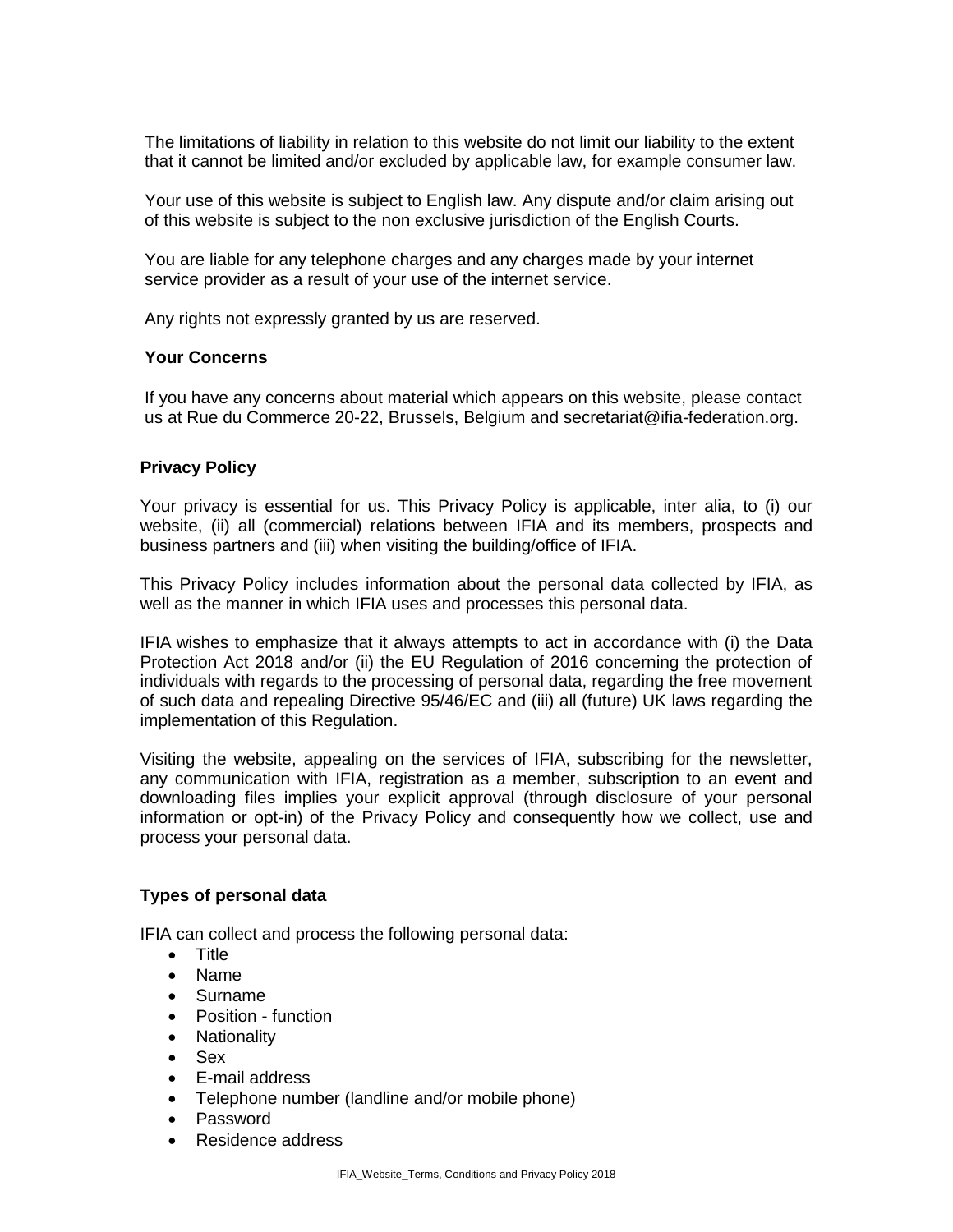The limitations of liability in relation to this website do not limit our liability to the extent that it cannot be limited and/or excluded by applicable law, for example consumer law.

Your use of this website is subject to English law. Any dispute and/or claim arising out of this website is subject to the non exclusive jurisdiction of the English Courts.

You are liable for any telephone charges and any charges made by your internet service provider as a result of your use of the internet service.

Any rights not expressly granted by us are reserved.

**Your Concerns**

If you have any concerns about material which appears on this website, please contact us at Rue du Commerce 20-22, Brussels, Belgium and secretariat@ifia-federation.org.

**Privacy Policy**

Your privacy is essential for us. This Privacy Policy is applicable, inter alia, to (i) our website, (ii) all (commercial) relations between IFIA and its members, prospects and business partners and (iii) when visiting the building/office of IFIA.

This Privacy Policy includes information about the personal data collected by IFIA, as well as the manner in which IFIA uses and processes this personal data.

IFIA wishes to emphasize that it always attempts to act in accordance with (i) the Data Protection Act 2018 and/or (ii) the EU Regulation of 2016 concerning the protection of individuals with regards to the processing of personal data, regarding the free movement of such data and repealing Directive 95/46/EC and (iii) all (future) UK laws regarding the implementation of this Regulation.

Visiting the website, appealing on the services of IFIA, subscribing for the newsletter, any communication with IFIA, registration as a member, subscription to an event and downloading files implies your explicit approval (through disclosure of your personal information or opt-in) of the Privacy Policy and consequently how we collect, use and process your personal data.

**Types of personal data**

IFIA can collect and process the following personal data:

- Title
- Name
- Surname
- Position - function
- Nationality
- Sex
- E-mail address
- Telephone number (landline and/or mobile phone)
- Password
- Residence address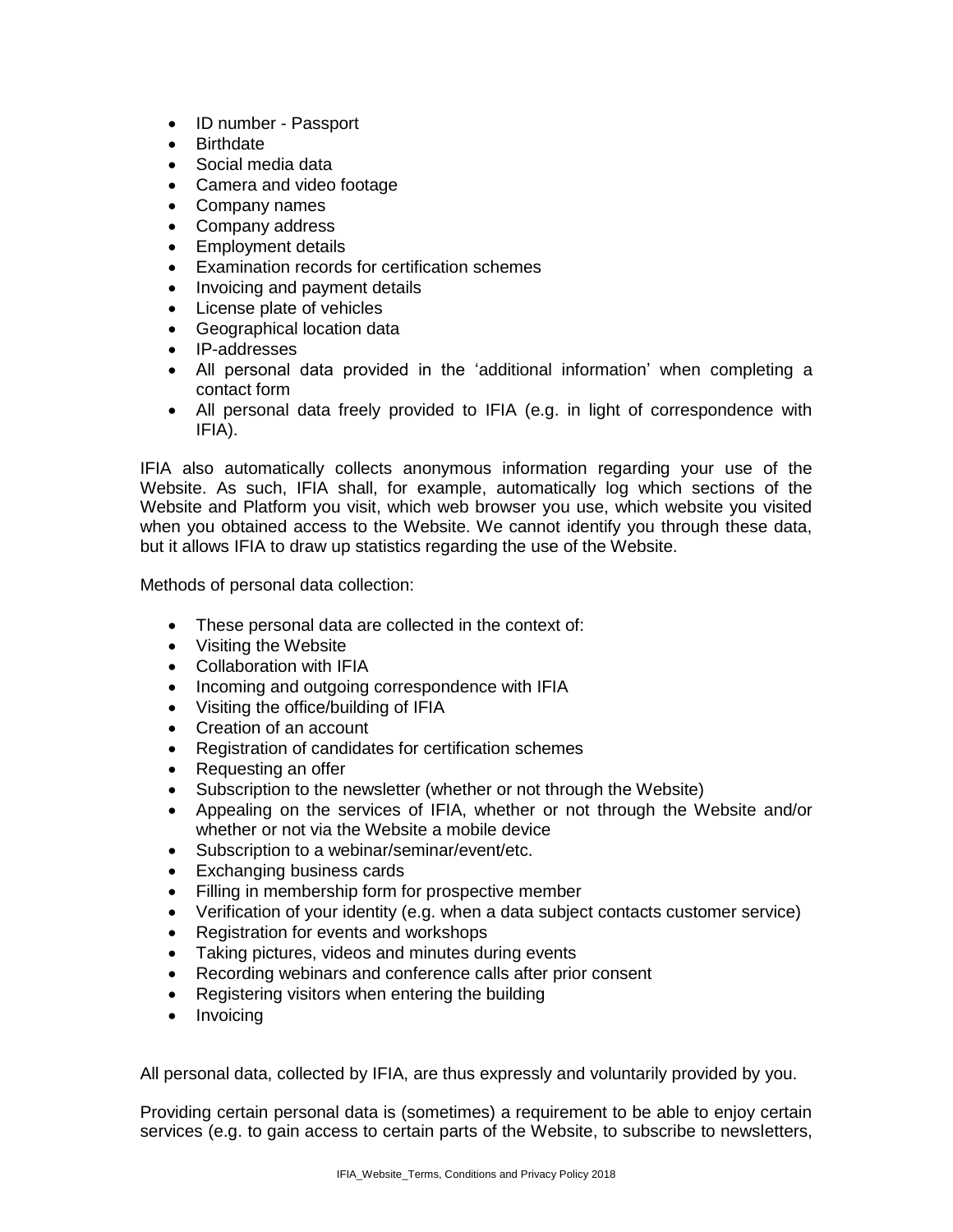- ID number - Passport
- Birthdate
- Social media data
- Camera and video footage
- Company names
- Company address
- Employment details
- Examination records for certification schemes
- Invoicing and payment details
- License plate of vehicles
- Geographical location data
- IP-addresses
- All personal data provided in the 'additional information' when completing a contact form
- All personal data freely provided to IFIA (e.g. in light of correspondence with IFIA).

IFIA also automatically collects anonymous information regarding your use of the Website. As such, IFIA shall, for example, automatically log which sections of the Website and Platform you visit, which web browser you use, which website you visited when you obtained access to the Website. We cannot identify you through these data, but it allows IFIA to draw up statistics regarding the use of the Website.

Methods of personal data collection:

- These personal data are collected in the context of:
- Visiting the Website
- Collaboration with IFIA
- Incoming and outgoing correspondence with IFIA
- Visiting the office/building of IFIA
- Creation of an account
- Registration of candidates for certification schemes
- Requesting an offer
- Subscription to the newsletter (whether or not through the Website)
- Appealing on the services of IFIA, whether or not through the Website and/or whether or not via the Website a mobile device
- Subscription to a webinar/seminar/event/etc.
- Exchanging business cards
- Filling in membership form for prospective member
- Verification of your identity (e.g. when a data subject contacts customer service)
- Registration for events and workshops
- Taking pictures, videos and minutes during events
- Recording webinars and conference calls after prior consent
- Registering visitors when entering the building
- Invoicing

All personal data, collected by IFIA, are thus expressly and voluntarily provided by you.

Providing certain personal data is (sometimes) a requirement to be able to enjoy certain services (e.g. to gain access to certain parts of the Website, to subscribe to newsletters,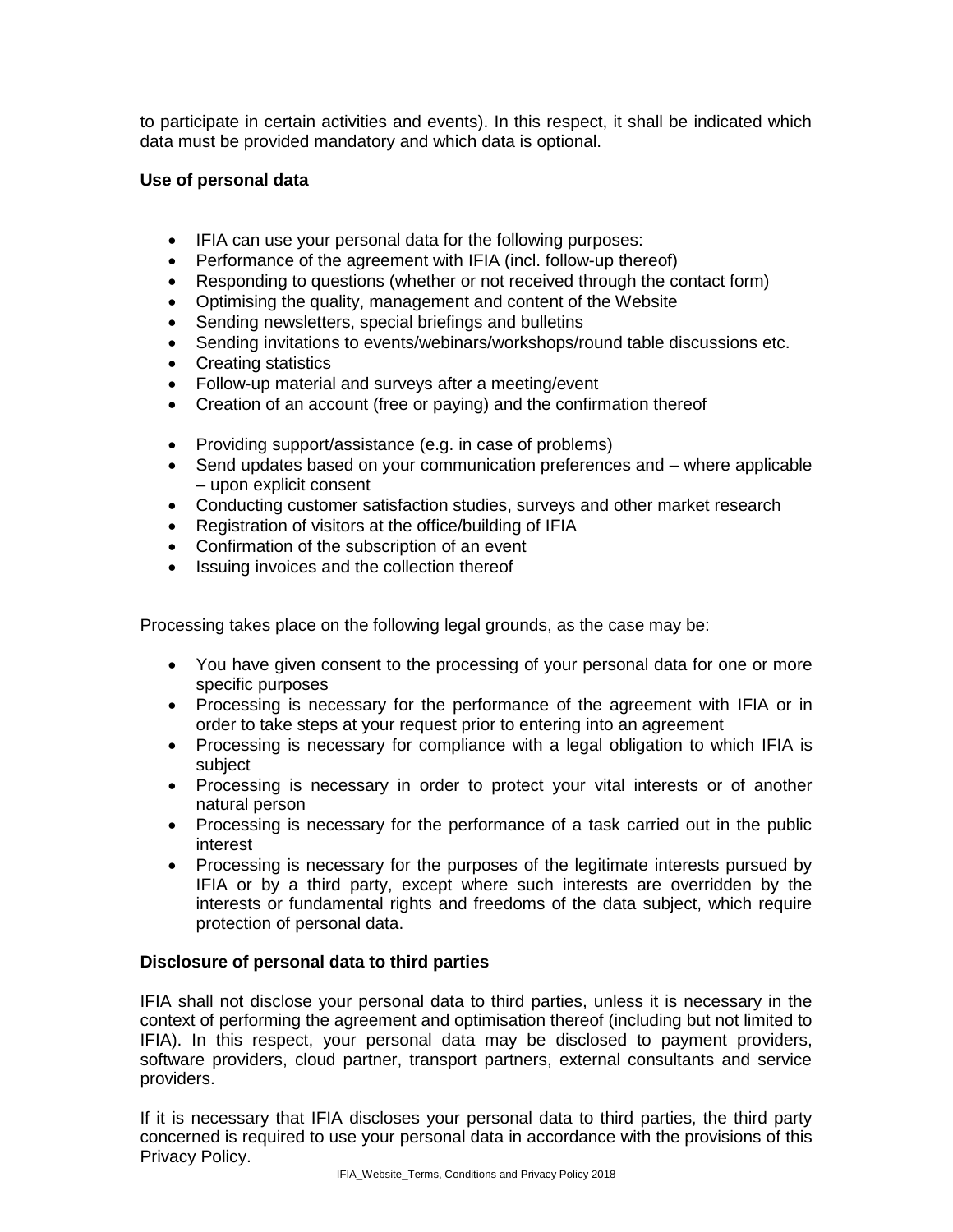to participate in certain activities and events). In this respect, it shall be indicated which data must be provided mandatory and which data is optional.

**Use of personal data**

- IFIA can use your personal data for the following purposes:
- Performance of the agreement with IFIA (incl. follow-up thereof)
- Responding to questions (whether or not received through the contact form)
- Optimising the quality, management and content of the Website
- Sending newsletters, special briefings and bulletins
- Sending invitations to events/webinars/workshops/round table discussions etc.
- Creating statistics
- Follow-up material and surveys after a meeting/event
- Creation of an account (free or paying) and the confirmation thereof
- Providing support/assistance (e.g. in case of problems)
- Send updates based on your communication preferences and – where applicable – upon explicit consent
- Conducting customer satisfaction studies, surveys and other market research
- Registration of visitors at the office/building of IFIA
- Confirmation of the subscription of an event
- Issuing invoices and the collection thereof

Processing takes place on the following legal grounds, as the case may be:

- You have given consent to the processing of your personal data for one or more specific purposes
- Processing is necessary for the performance of the agreement with IFIA or in order to take steps at your request prior to entering into an agreement
- Processing is necessary for compliance with a legal obligation to which IFIA is subject
- Processing is necessary in order to protect your vital interests or of another natural person
- Processing is necessary for the performance of a task carried out in the public interest
- Processing is necessary for the purposes of the legitimate interests pursued by IFIA or by a third party, except where such interests are overridden by the interests or fundamental rights and freedoms of the data subject, which require protection of personal data.

**Disclosure of personal data to third parties**

IFIA shall not disclose your personal data to third parties, unless it is necessary in the context of performing the agreement and optimisation thereof (including but not limited to IFIA). In this respect, your personal data may be disclosed to payment providers, software providers, cloud partner, transport partners, external consultants and service providers.

If it is necessary that IFIA discloses your personal data to third parties, the third party concerned is required to use your personal data in accordance with the provisions of this Privacy Policy.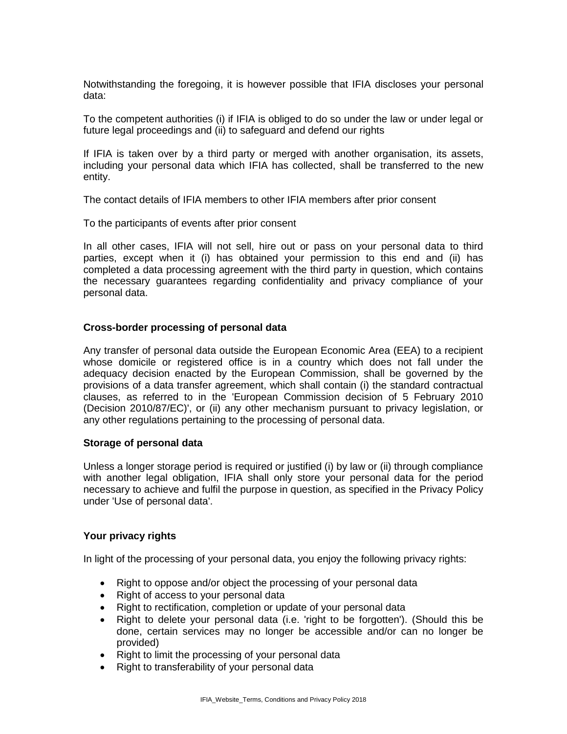Notwithstanding the foregoing, it is however possible that IFIA discloses your personal data:

To the competent authorities (i) if IFIA is obliged to do so under the law or under legal or future legal proceedings and (ii) to safeguard and defend our rights

If IFIA is taken over by a third party or merged with another organisation, its assets, including your personal data which IFIA has collected, shall be transferred to the new entity.

The contact details of IFIA members to other IFIA members after prior consent

To the participants of events after prior consent

In all other cases, IFIA will not sell, hire out or pass on your personal data to third parties, except when it (i) has obtained your permission to this end and (ii) has completed a data processing agreement with the third party in question, which contains the necessary guarantees regarding confidentiality and privacy compliance of your personal data.

**Cross-border processing of personal data**

Any transfer of personal data outside the European Economic Area (EEA) to a recipient whose domicile or registered office is in a country which does not fall under the adequacy decision enacted by the European Commission, shall be governed by the provisions of a data transfer agreement, which shall contain (i) the standard contractual clauses, as referred to in the 'European Commission decision of 5 February 2010 (Decision 2010/87/EC)', or (ii) any other mechanism pursuant to privacy legislation, or any other regulations pertaining to the processing of personal data.

**Storage of personal data**

Unless a longer storage period is required or justified (i) by law or (ii) through compliance with another legal obligation, IFIA shall only store your personal data for the period necessary to achieve and fulfil the purpose in question, as specified in the Privacy Policy under 'Use of personal data'.

**Your privacy rights**

In light of the processing of your personal data, you enjoy the following privacy rights:

- Right to oppose and/or object the processing of your personal data
- Right of access to your personal data
- Right to rectification, completion or update of your personal data
- Right to delete your personal data (i.e. 'right to be forgotten'). (Should this be done, certain services may no longer be accessible and/or can no longer be provided)
- Right to limit the processing of your personal data
- Right to transferability of your personal data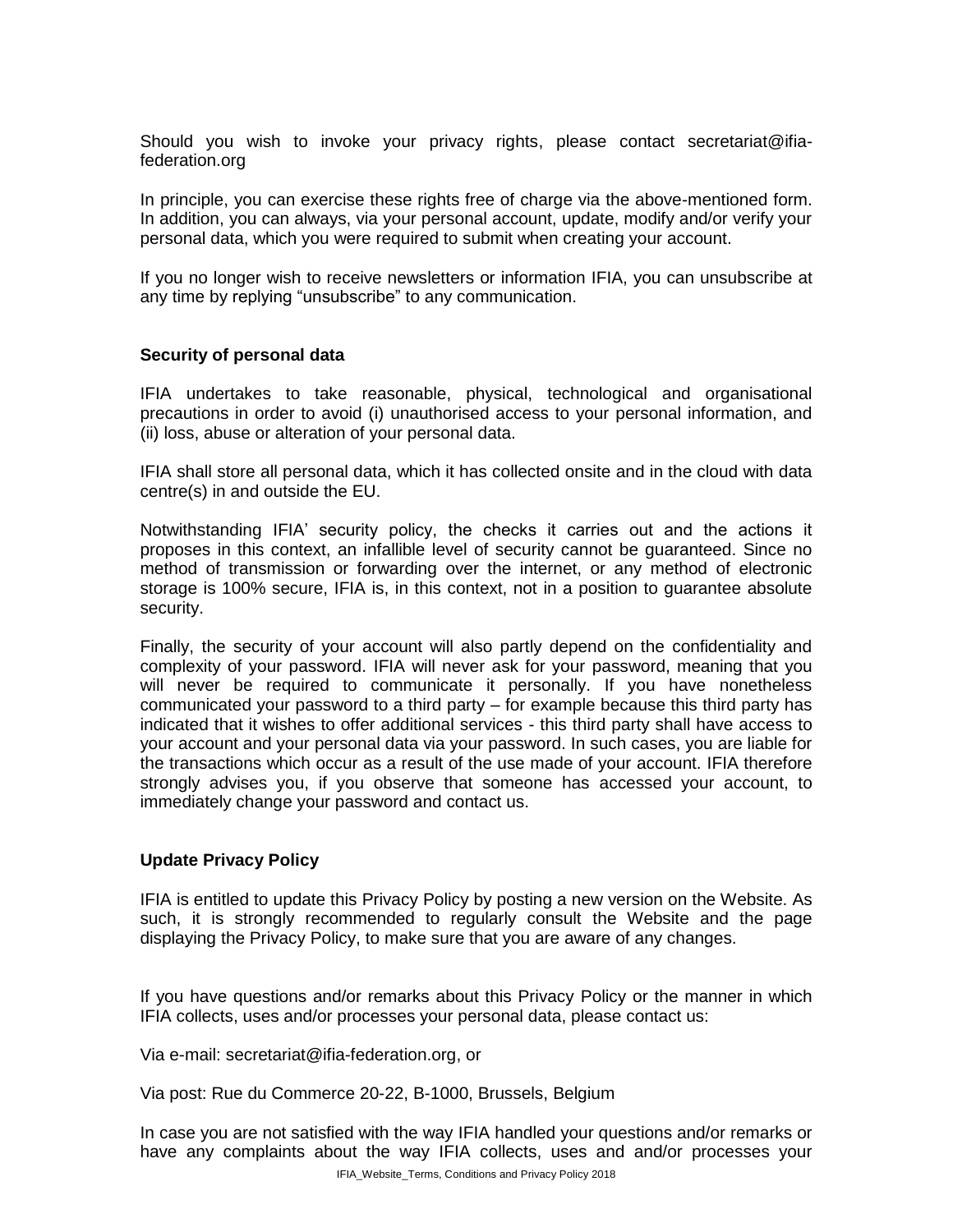Should you wish to invoke your privacy rights, please contact secretariat@ifia-federation.org

In principle, you can exercise these rights free of charge via the above-mentioned form. In addition, you can always, via your personal account, update, modify and/or verify your personal data, which you were required to submit when creating your account.

If you no longer wish to receive newsletters or information IFIA, you can unsubscribe at any time by replying "unsubscribe" to any communication.

**Security of personal data**

IFIA undertakes to take reasonable, physical, technological and organisational precautions in order to avoid (i) unauthorised access to your personal information, and (ii) loss, abuse or alteration of your personal data.

IFIA shall store all personal data, which it has collected onsite and in the cloud with data centre(s) in and outside the EU.

Notwithstanding IFIA' security policy, the checks it carries out and the actions it proposes in this context, an infallible level of security cannot be guaranteed. Since no method of transmission or forwarding over the internet, or any method of electronic storage is 100% secure, IFIA is, in this context, not in a position to guarantee absolute security.

Finally, the security of your account will also partly depend on the confidentiality and complexity of your password. IFIA will never ask for your password, meaning that you will never be required to communicate it personally. If you have nonetheless communicated your password to a third party – for example because this third party has indicated that it wishes to offer additional services - this third party shall have access to your account and your personal data via your password. In such cases, you are liable for the transactions which occur as a result of the use made of your account. IFIA therefore strongly advises you, if you observe that someone has accessed your account, to immediately change your password and contact us.

**Update Privacy Policy**

IFIA is entitled to update this Privacy Policy by posting a new version on the Website. As such, it is strongly recommended to regularly consult the Website and the page displaying the Privacy Policy, to make sure that you are aware of any changes.

If you have questions and/or remarks about this Privacy Policy or the manner in which IFIA collects, uses and/or processes your personal data, please contact us:

Via e-mail: secretariat@ifia-federation.org, or

Via post: Rue du Commerce 20-22, B-1000, Brussels, Belgium

In case you are not satisfied with the way IFIA handled your questions and/or remarks or have any complaints about the way IFIA collects, uses and and/or processes your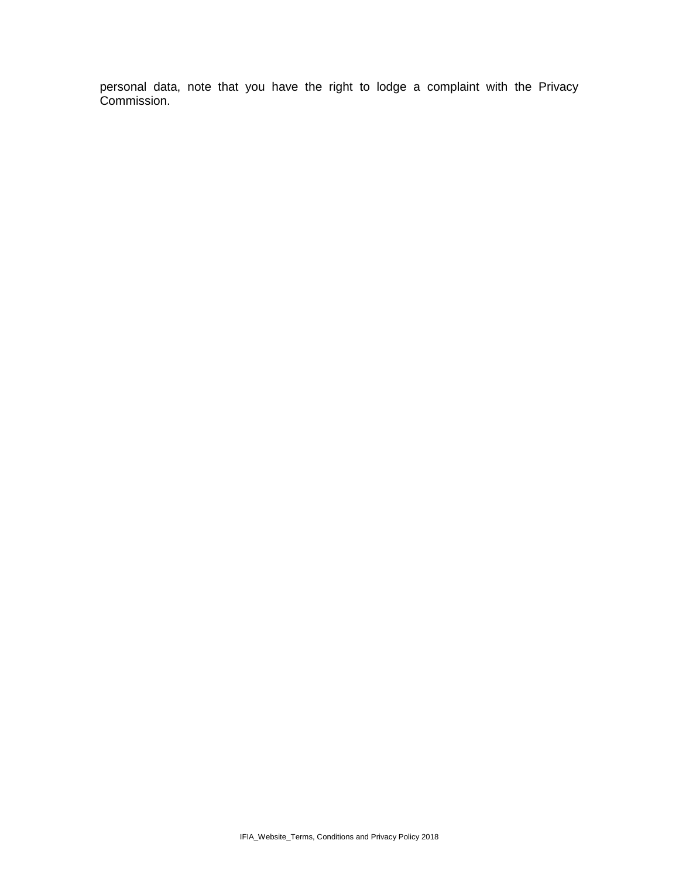personal data, note that you have the right to lodge a complaint with the Privacy Commission.